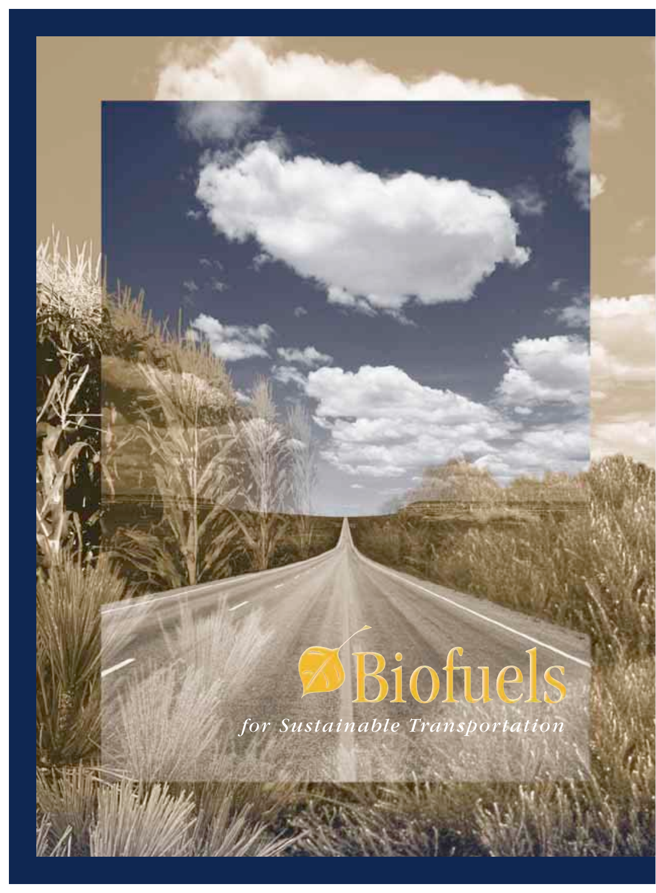# Biofuels

*for Sustainable Transportation*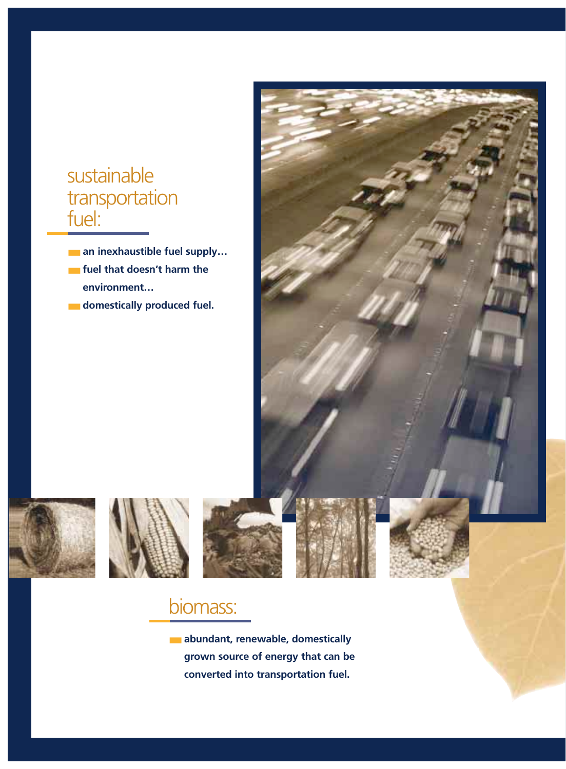## sustainable transportation fuel:

- **an inexhaustible fuel supply…**
- **fuel that doesn't harm the environment…**
- **domestically produced fuel.**

## biomass:

- **abundant, renewable, domestically grown source of energy that can be converted into transportation fuel.**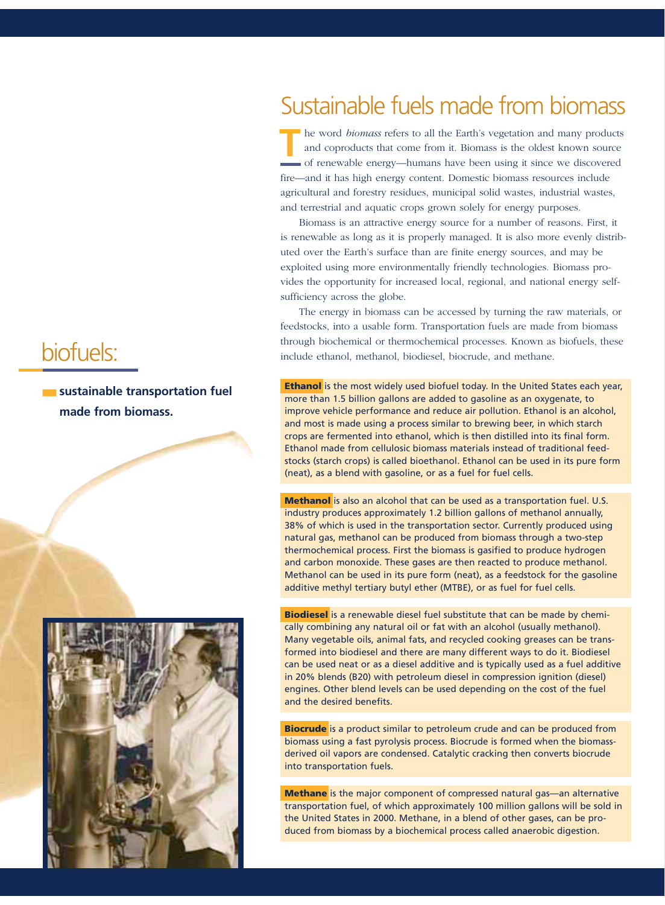## biofuels:

**sustainable transportation fuel made from biomass.**

# Sustainable fuels made from biomass

The word *biomass* refers to all the Earth's vegetation and many products and coproducts that come from it. Biomass is the oldest known source of renewable energy—humans have been using it since we discovered fire—and it has high energy content. Domestic biomass resources include agricultural and forestry residues, municipal solid wastes, industrial wastes, and terrestrial and aquatic crops grown solely for energy purposes.

Biomass is an attractive energy source for a number of reasons. First, it is renewable as long as it is properly managed. It is also more evenly distributed over the Earth's surface than are finite energy sources, and may be exploited using more environmentally friendly technologies. Biomass provides the opportunity for increased local, regional, and national energy self-sufficiency across the globe.

The energy in biomass can be accessed by turning the raw materials, or feedstocks, into a usable form. Transportation fuels are made from biomass through biochemical or thermochemical processes. Known as biofuels, these include ethanol, methanol, biodiesel, biocrude, and methane.

**Ethanol** is the most widely used biofuel today. In the United States each year, more than 1.5 billion gallons are added to gasoline as an oxygenate, to improve vehicle performance and reduce air pollution. Ethanol is an alcohol, and most is made using a process similar to brewing beer, in which starch crops are fermented into ethanol, which is then distilled into its final form. Ethanol made from cellulosic biomass materials instead of traditional feedstocks (starch crops) is called bioethanol. Ethanol can be used in its pure form (neat), as a blend with gasoline, or as a fuel for fuel cells.

**Methanol** is also an alcohol that can be used as a transportation fuel. U.S. industry produces approximately 1.2 billion gallons of methanol annually, 38% of which is used in the transportation sector. Currently produced using natural gas, methanol can be produced from biomass through a two-step thermochemical process. First the biomass is gasified to produce hydrogen and carbon monoxide. These gases are then reacted to produce methanol. Methanol can be used in its pure form (neat), as a feedstock for the gasoline additive methyl tertiary butyl ether (MTBE), or as fuel for fuel cells.

**Biodiesel** is a renewable diesel fuel substitute that can be made by chemically combining any natural oil or fat with an alcohol (usually methanol). Many vegetable oils, animal fats, and recycled cooking greases can be transformed into biodiesel and there are many different ways to do it. Biodiesel can be used neat or as a diesel additive and is typically used as a fuel additive in 20% blends (B20) with petroleum diesel in compression ignition (diesel) engines. Other blend levels can be used depending on the cost of the fuel and the desired benefits.

**Biocrude** is a product similar to petroleum crude and can be produced from biomass using a fast pyrolysis process. Biocrude is formed when the biomass-derived oil vapors are condensed. Catalytic cracking then converts biocrude into transportation fuels.

**Methane** is the major component of compressed natural gas—an alternative transportation fuel, of which approximately 100 million gallons will be sold in the United States in 2000. Methane, in a blend of other gases, can be produced from biomass by a biochemical process called anaerobic digestion.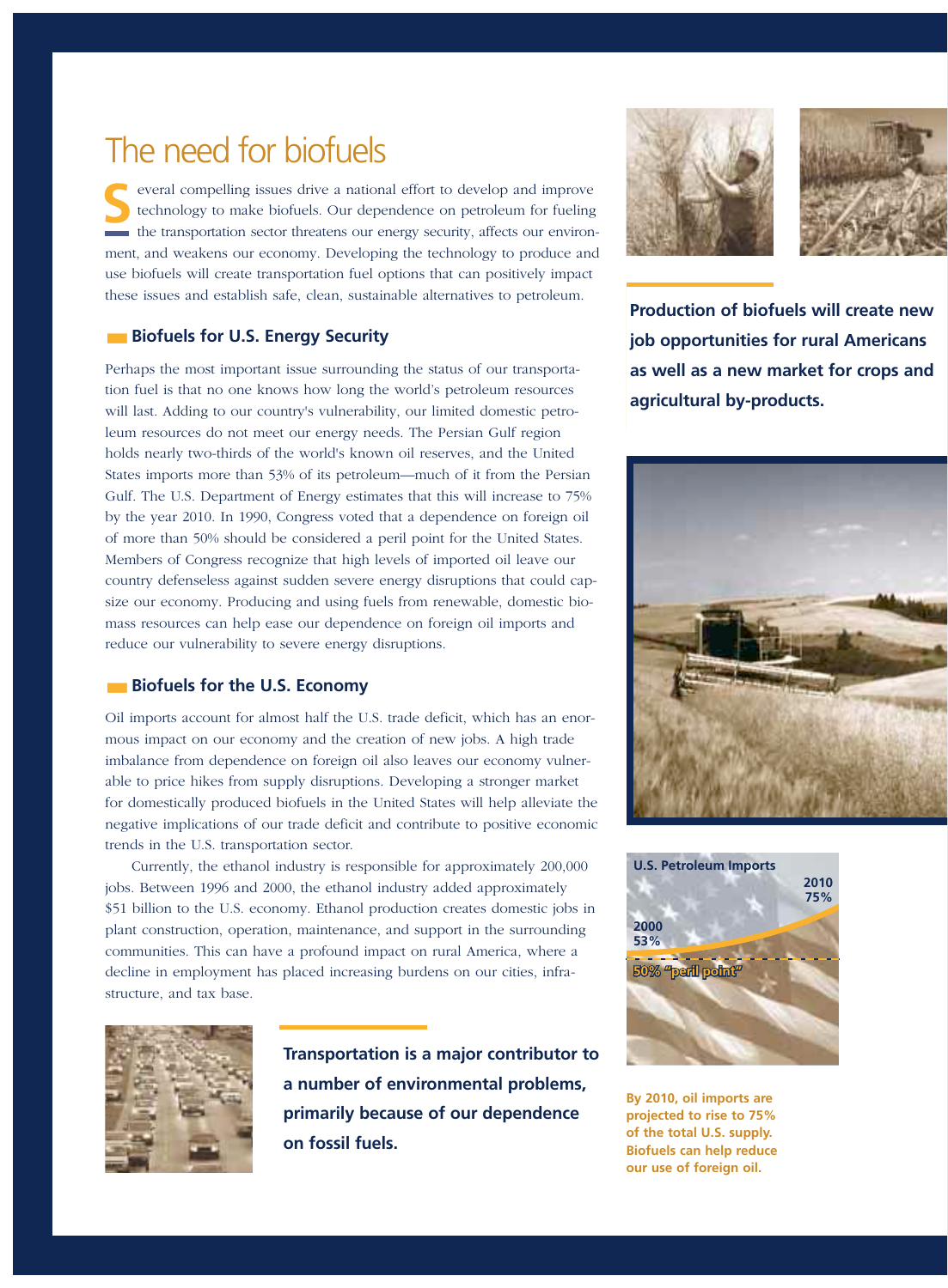# The need for biofuels

Several compelling issues drive a national effort to develop and improve technology to make biofuels. Our dependence on petroleum for fueling the transportation sector threatens our energy security, affects our environment, and weakens our economy. Developing the technology to produce and use biofuels will create transportation fuel options that can positively impact these issues and establish safe, clean, sustainable alternatives to petroleum.

## Biofuels for U.S. Energy Security

Perhaps the most important issue surrounding the status of our transportation fuel is that no one knows how long the world's petroleum resources will last. Adding to our country's vulnerability, our limited domestic petroleum resources do not meet our energy needs. The Persian Gulf region holds nearly two-thirds of the world's known oil reserves, and the United States imports more than 53% of its petroleum—much of it from the Persian Gulf. The U.S. Department of Energy estimates that this will increase to 75% by the year 2010. In 1990, Congress voted that a dependence on foreign oil of more than 50% should be considered a peril point for the United States. Members of Congress recognize that high levels of imported oil leave our country defenseless against sudden severe energy disruptions that could capsize our economy. Producing and using fuels from renewable, domestic biomass resources can help ease our dependence on foreign oil imports and reduce our vulnerability to severe energy disruptions.

## Biofuels for the U.S. Economy

Oil imports account for almost half the U.S. trade deficit, which has an enormous impact on our economy and the creation of new jobs. A high trade imbalance from dependence on foreign oil also leaves our economy vulnerable to price hikes from supply disruptions. Developing a stronger market for domestically produced biofuels in the United States will help alleviate the negative implications of our trade deficit and contribute to positive economic trends in the U.S. transportation sector.

Currently, the ethanol industry is responsible for approximately 200,000 jobs. Between 1996 and 2000, the ethanol industry added approximately $51 billion to the U.S. economy. Ethanol production creates domestic jobs in plant construction, operation, maintenance, and support in the surrounding communities. This can have a profound impact on rural America, where a decline in employment has placed increasing burdens on our cities, infrastructure, and tax base.

**Transportation is a major contributor to a number of environmental problems, primarily because of our dependence on fossil fuels.**

**Production of biofuels will create new job opportunities for rural Americans as well as a new market for crops and agricultural by-products.**

**U.S. Petroleum Imports**

2000: 53%
2010: 75%
50% "peril point"

By 2010, oil imports are projected to rise to 75% of the total U.S. supply. Biofuels can help reduce our use of foreign oil.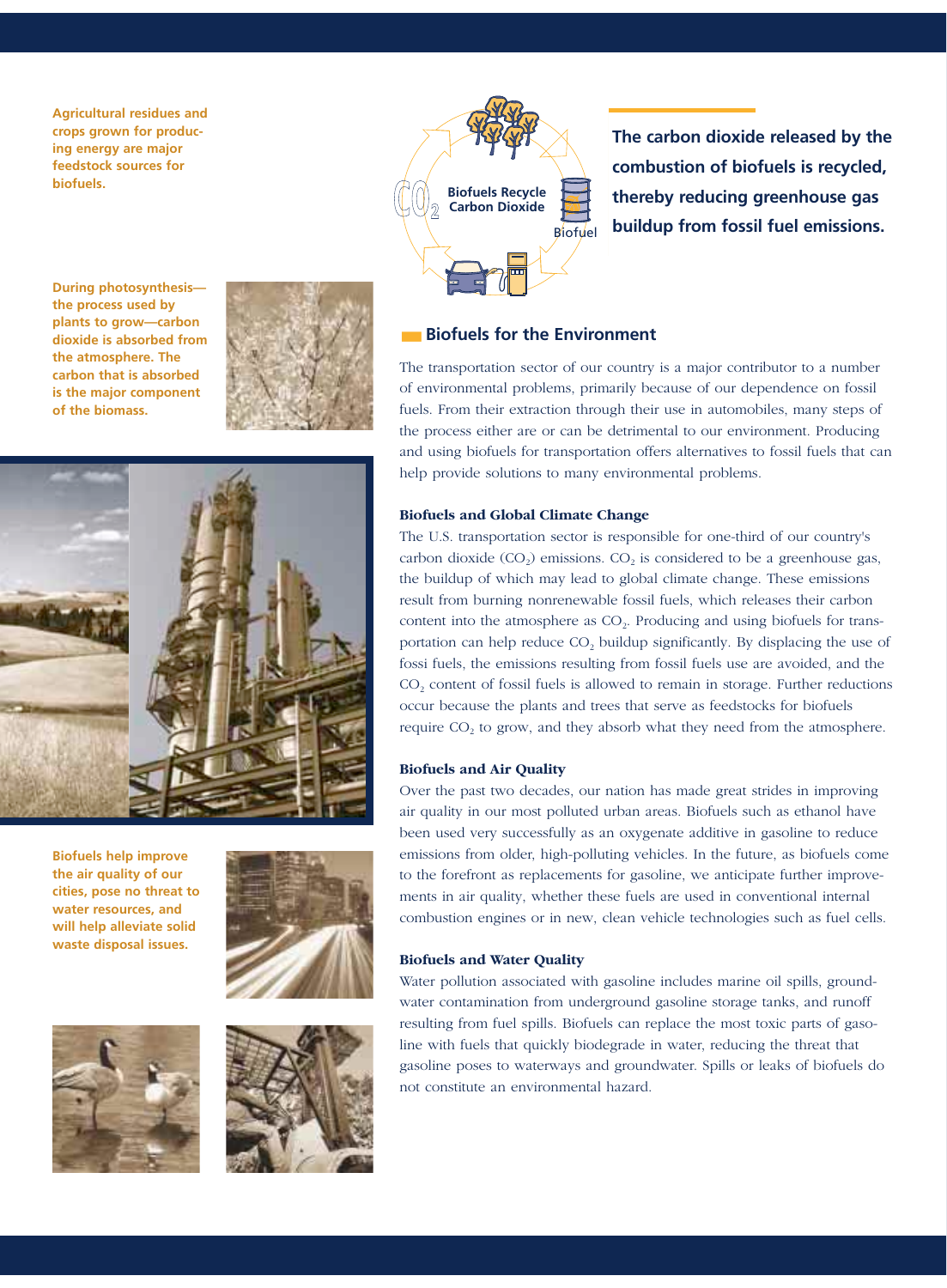Agricultural residues and crops grown for producing energy are major feedstock sources for biofuels.

During photosynthesis—the process used by plants to grow—carbon dioxide is absorbed from the atmosphere. The carbon that is absorbed is the major component of the biomass.

Biofuels help improve the air quality of our cities, pose no threat to water resources, and will help alleviate solid waste disposal issues.

$CO_2$ Biofuels Recycle Carbon Dioxide

Biofuel

**The carbon dioxide released by the combustion of biofuels is recycled, thereby reducing greenhouse gas buildup from fossil fuel emissions.**

## Biofuels for the Environment

The transportation sector of our country is a major contributor to a number of environmental problems, primarily because of our dependence on fossil fuels. From their extraction through their use in automobiles, many steps of the process either are or can be detrimental to our environment. Producing and using biofuels for transportation offers alternatives to fossil fuels that can help provide solutions to many environmental problems.

### Biofuels and Global Climate Change

The U.S. transportation sector is responsible for one-third of our country's carbon dioxide ($CO_2$) emissions. $CO_2$ is considered to be a greenhouse gas, the buildup of which may lead to global climate change. These emissions result from burning nonrenewable fossil fuels, which releases their carbon content into the atmosphere as $CO_2$. Producing and using biofuels for transportation can help reduce $CO_2$ buildup significantly. By displacing the use of fossi fuels, the emissions resulting from fossil fuels use are avoided, and the $CO_2$ content of fossil fuels is allowed to remain in storage. Further reductions occur because the plants and trees that serve as feedstocks for biofuels require $CO_2$ to grow, and they absorb what they need from the atmosphere.

### Biofuels and Air Quality

Over the past two decades, our nation has made great strides in improving air quality in our most polluted urban areas. Biofuels such as ethanol have been used very successfully as an oxygenate additive in gasoline to reduce emissions from older, high-polluting vehicles. In the future, as biofuels come to the forefront as replacements for gasoline, we anticipate further improvements in air quality, whether these fuels are used in conventional internal combustion engines or in new, clean vehicle technologies such as fuel cells.

### Biofuels and Water Quality

Water pollution associated with gasoline includes marine oil spills, groundwater contamination from underground gasoline storage tanks, and runoff resulting from fuel spills. Biofuels can replace the most toxic parts of gasoline with fuels that quickly biodegrade in water, reducing the threat that gasoline poses to waterways and groundwater. Spills or leaks of biofuels do not constitute an environmental hazard.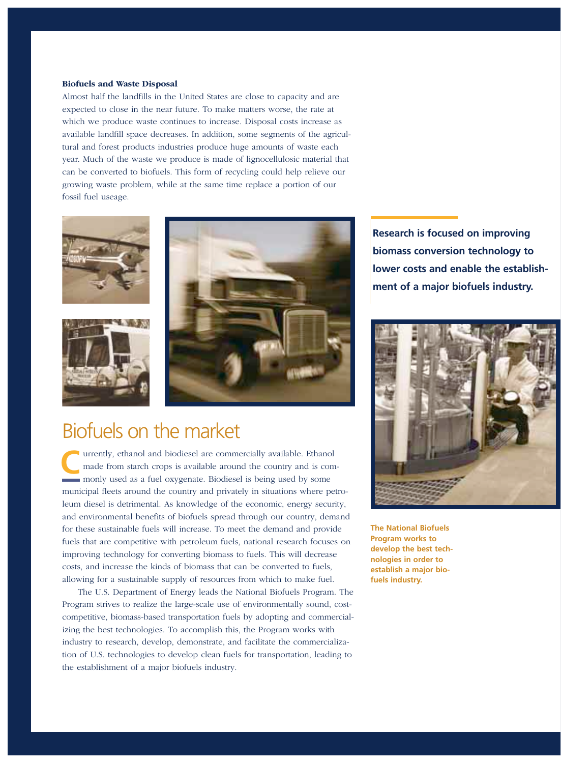### Biofuels and Waste Disposal

Almost half the landfills in the United States are close to capacity and are expected to close in the near future. To make matters worse, the rate at which we produce waste continues to increase. Disposal costs increase as available landfill space decreases. In addition, some segments of the agricultural and forest products industries produce huge amounts of waste each year. Much of the waste we produce is made of lignocellulosic material that can be converted to biofuels. This form of recycling could help relieve our growing waste problem, while at the same time replace a portion of our fossil fuel useage.

**Research is focused on improving biomass conversion technology to lower costs and enable the establishment of a major biofuels industry.**

## Biofuels on the market

Currently, ethanol and biodiesel are commercially available. Ethanol made from starch crops is available around the country and is commonly used as a fuel oxygenate. Biodiesel is being used by some municipal fleets around the country and privately in situations where petroleum diesel is detrimental. As knowledge of the economic, energy security, and environmental benefits of biofuels spread through our country, demand for these sustainable fuels will increase. To meet the demand and provide fuels that are competitive with petroleum fuels, national research focuses on improving technology for converting biomass to fuels. This will decrease costs, and increase the kinds of biomass that can be converted to fuels, allowing for a sustainable supply of resources from which to make fuel.

The U.S. Department of Energy leads the National Biofuels Program. The Program strives to realize the large-scale use of environmentally sound, cost-competitive, biomass-based transportation fuels by adopting and commercializing the best technologies. To accomplish this, the Program works with industry to research, develop, demonstrate, and facilitate the commercialization of U.S. technologies to develop clean fuels for transportation, leading to the establishment of a major biofuels industry.

**The National Biofuels Program works to develop the best technologies in order to establish a major biofuels industry.**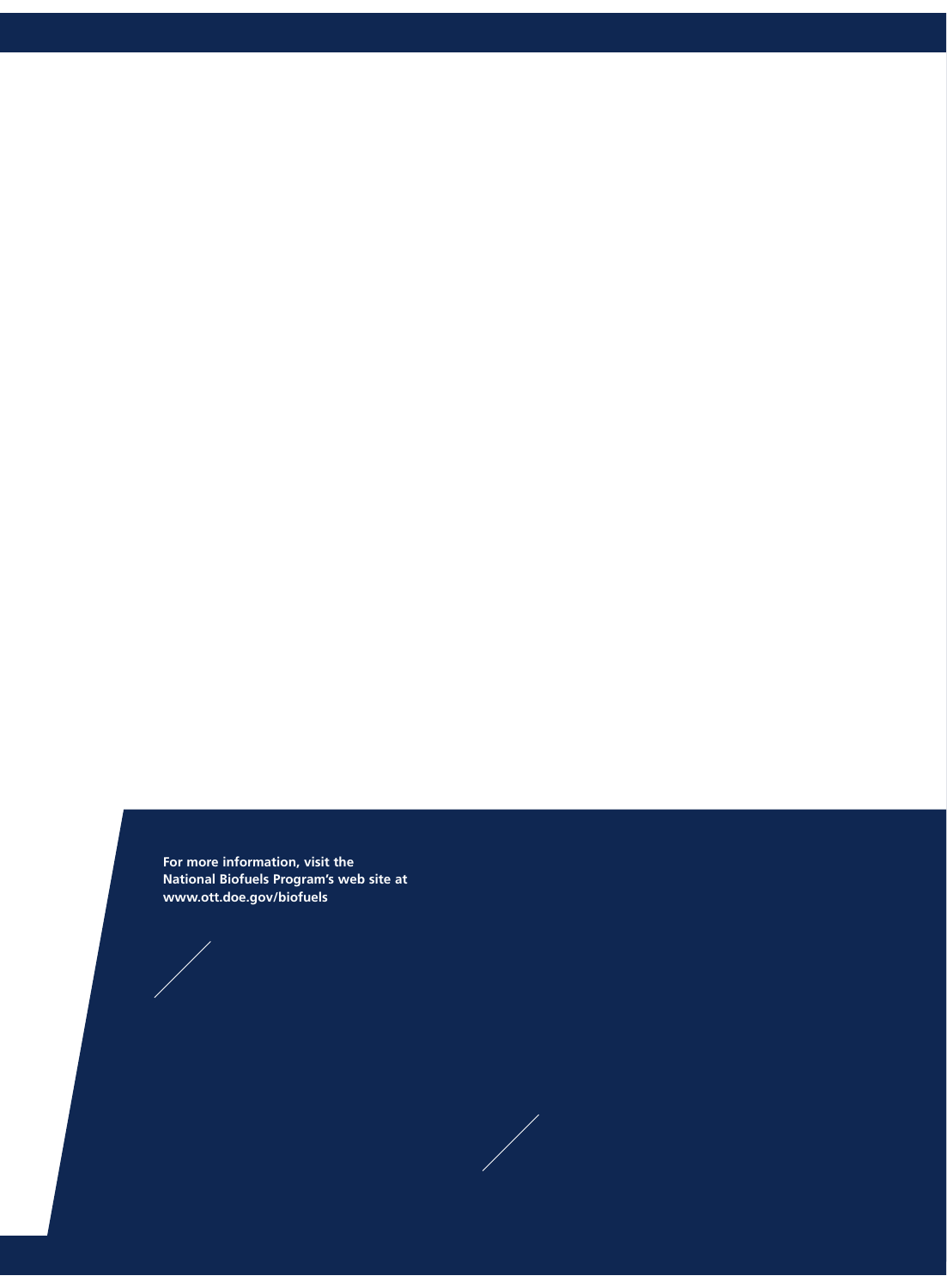**For more information, visit the National Biofuels Program's web site at www.ott.doe.gov/biofuels**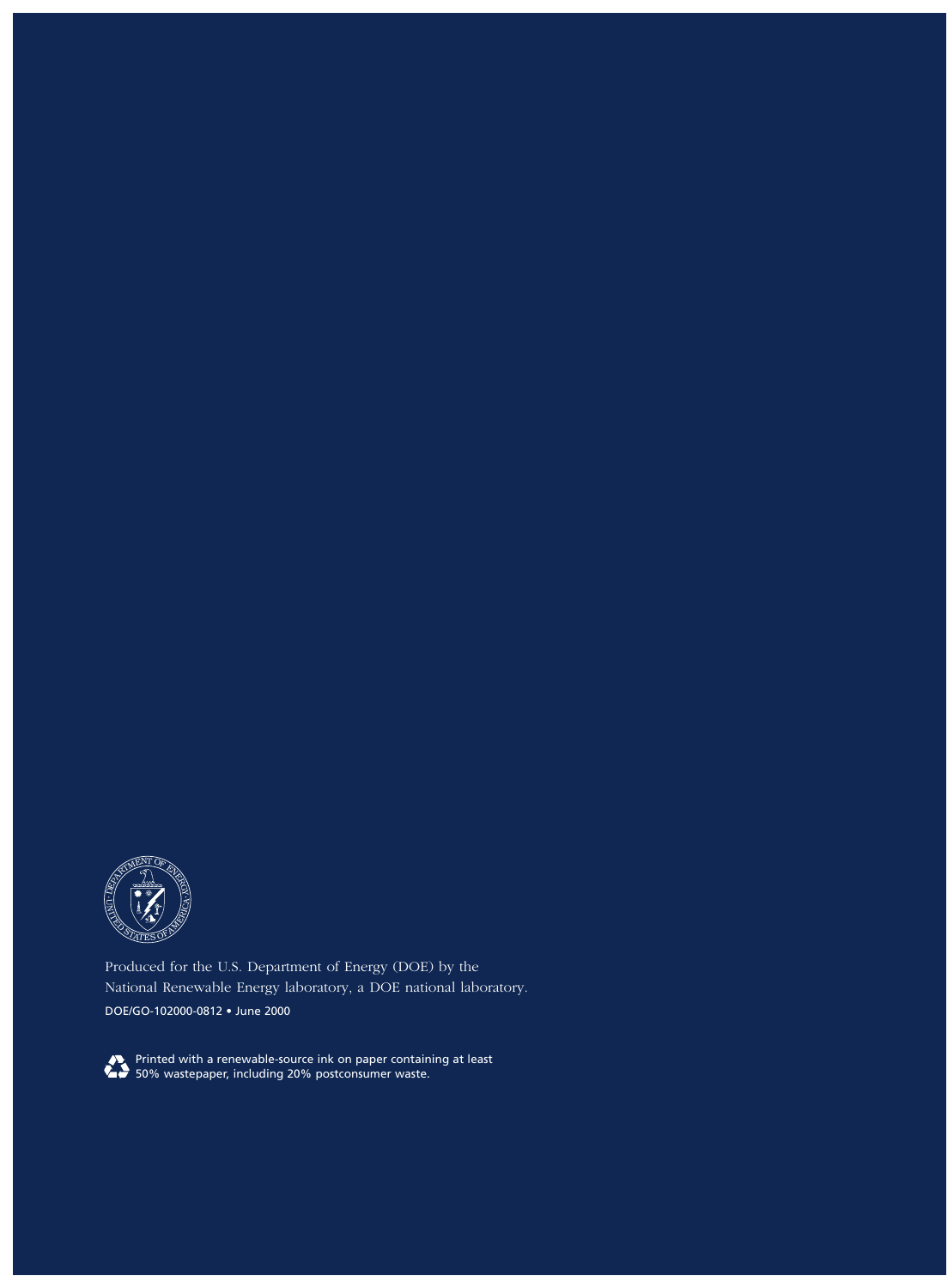Produced for the U.S. Department of Energy (DOE) by the National Renewable Energy laboratory, a DOE national laboratory.

DOE/GO-102000-0812 • June 2000

Printed with a renewable-source ink on paper containing at least 50% wastepaper, including 20% postconsumer waste.